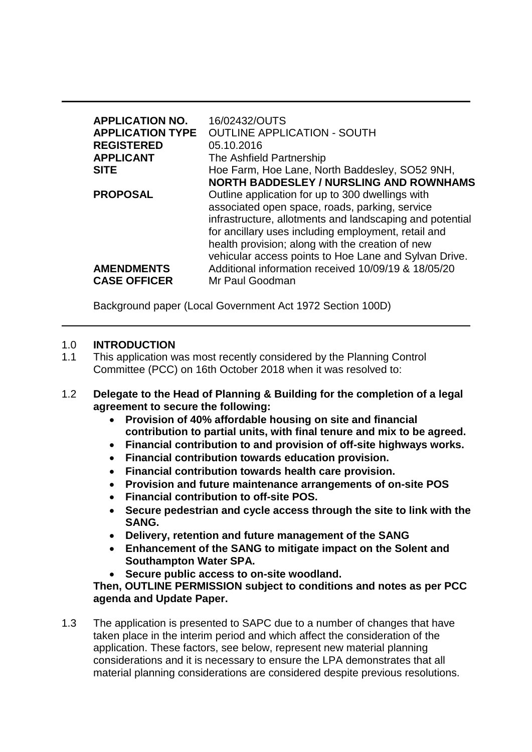| | |
|---|---|
| **APPLICATION NO.** | 16/02432/OUTS |
| **APPLICATION TYPE** | OUTLINE APPLICATION - SOUTH |
| **REGISTERED** | 05.10.2016 |
| **APPLICANT** | The Ashfield Partnership |
| **SITE** | Hoe Farm, Hoe Lane, North Baddesley, SO52 9NH, **NORTH BADDESLEY / NURSLING AND ROWNHAMS** |
| **PROPOSAL** | Outline application for up to 300 dwellings with associated open space, roads, parking, service infrastructure, allotments and landscaping and potential for ancillary uses including employment, retail and health provision; along with the creation of new vehicular access points to Hoe Lane and Sylvan Drive. |
| **AMENDMENTS** | Additional information received 10/09/19 & 18/05/20 |
| **CASE OFFICER** | Mr Paul Goodman |

Background paper (Local Government Act 1972 Section 100D)

## 1.0 INTRODUCTION

1.1 This application was most recently considered by the Planning Control Committee (PCC) on 16th October 2018 when it was resolved to:

1.2 **Delegate to the Head of Planning & Building for the completion of a legal agreement to secure the following:**

- **Provision of 40% affordable housing on site and financial contribution to partial units, with final tenure and mix to be agreed.**
- **Financial contribution to and provision of off-site highways works.**
- **Financial contribution towards education provision.**
- **Financial contribution towards health care provision.**
- **Provision and future maintenance arrangements of on-site POS**
- **Financial contribution to off-site POS.**
- **Secure pedestrian and cycle access through the site to link with the SANG.**
- **Delivery, retention and future management of the SANG**
- **Enhancement of the SANG to mitigate impact on the Solent and Southampton Water SPA.**
- **Secure public access to on-site woodland.**

**Then, OUTLINE PERMISSION subject to conditions and notes as per PCC agenda and Update Paper.**

1.3 The application is presented to SAPC due to a number of changes that have taken place in the interim period and which affect the consideration of the application. These factors, see below, represent new material planning considerations and it is necessary to ensure the LPA demonstrates that all material planning considerations are considered despite previous resolutions.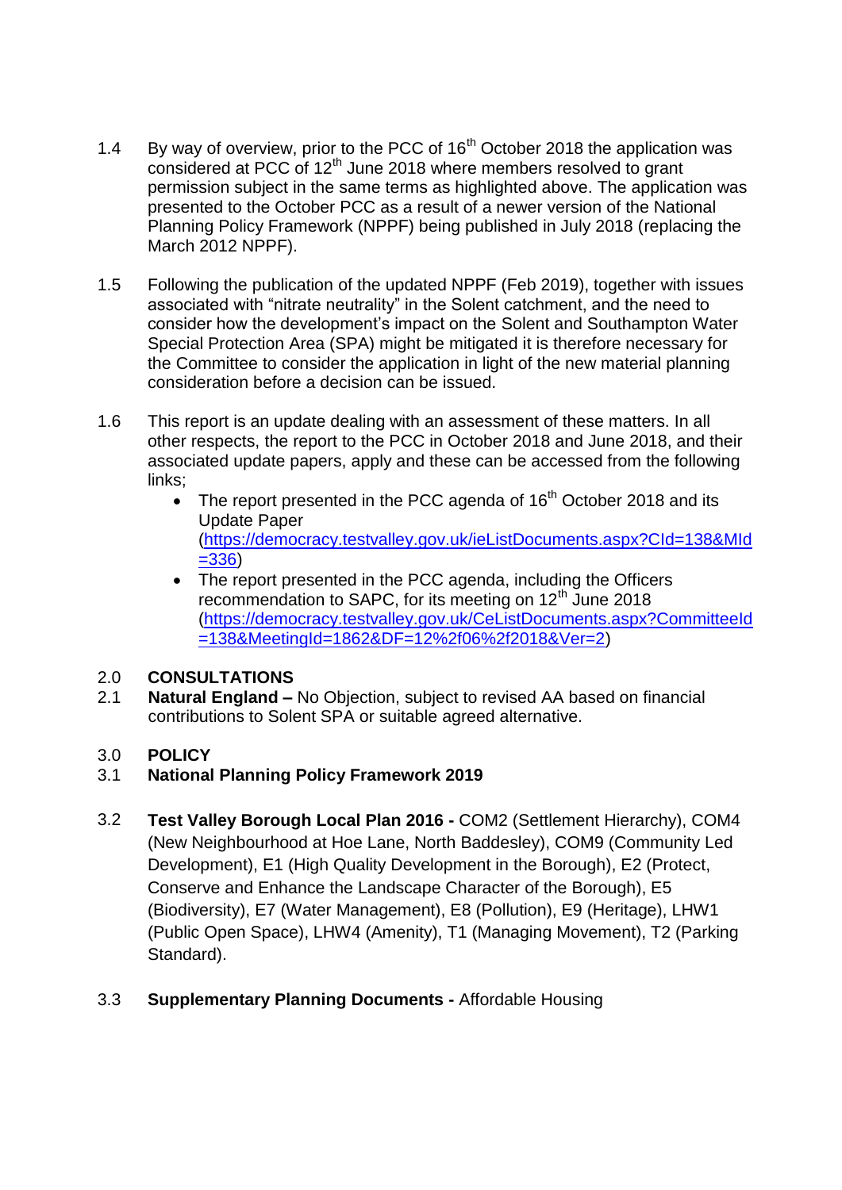1.4 By way of overview, prior to the PCC of 16th October 2018 the application was considered at PCC of 12th June 2018 where members resolved to grant permission subject in the same terms as highlighted above. The application was presented to the October PCC as a result of a newer version of the National Planning Policy Framework (NPPF) being published in July 2018 (replacing the March 2012 NPPF).

1.5 Following the publication of the updated NPPF (Feb 2019), together with issues associated with "nitrate neutrality" in the Solent catchment, and the need to consider how the development's impact on the Solent and Southampton Water Special Protection Area (SPA) might be mitigated it is therefore necessary for the Committee to consider the application in light of the new material planning consideration before a decision can be issued.

1.6 This report is an update dealing with an assessment of these matters. In all other respects, the report to the PCC in October 2018 and June 2018, and their associated update papers, apply and these can be accessed from the following links;

- The report presented in the PCC agenda of 16th October 2018 and its Update Paper (https://democracy.testvalley.gov.uk/ieListDocuments.aspx?CId=138&MId=336)
- The report presented in the PCC agenda, including the Officers recommendation to SAPC, for its meeting on 12th June 2018 (https://democracy.testvalley.gov.uk/CeListDocuments.aspx?CommitteeId=138&MeetingId=1862&DF=12%2f06%2f2018&Ver=2)

## 2.0 CONSULTATIONS

2.1 **Natural England –** No Objection, subject to revised AA based on financial contributions to Solent SPA or suitable agreed alternative.

## 3.0 POLICY

3.1 **National Planning Policy Framework 2019**

3.2 **Test Valley Borough Local Plan 2016 -** COM2 (Settlement Hierarchy), COM4 (New Neighbourhood at Hoe Lane, North Baddesley), COM9 (Community Led Development), E1 (High Quality Development in the Borough), E2 (Protect, Conserve and Enhance the Landscape Character of the Borough), E5 (Biodiversity), E7 (Water Management), E8 (Pollution), E9 (Heritage), LHW1 (Public Open Space), LHW4 (Amenity), T1 (Managing Movement), T2 (Parking Standard).

3.3 **Supplementary Planning Documents -** Affordable Housing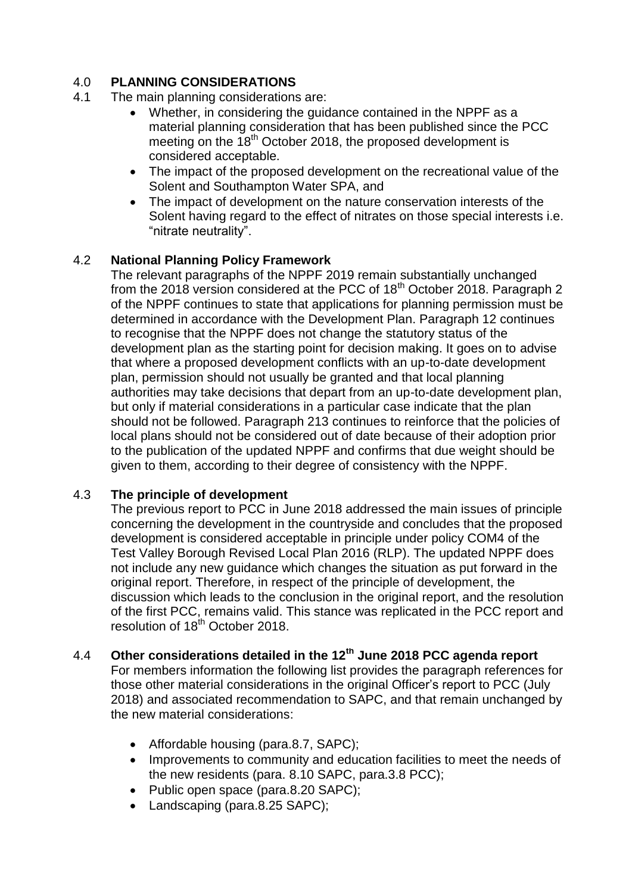## 4.0 PLANNING CONSIDERATIONS

4.1 The main planning considerations are:

- Whether, in considering the guidance contained in the NPPF as a material planning consideration that has been published since the PCC meeting on the 18th October 2018, the proposed development is considered acceptable.
- The impact of the proposed development on the recreational value of the Solent and Southampton Water SPA, and
- The impact of development on the nature conservation interests of the Solent having regard to the effect of nitrates on those special interests i.e. "nitrate neutrality".

### 4.2 National Planning Policy Framework

The relevant paragraphs of the NPPF 2019 remain substantially unchanged from the 2018 version considered at the PCC of 18th October 2018. Paragraph 2 of the NPPF continues to state that applications for planning permission must be determined in accordance with the Development Plan. Paragraph 12 continues to recognise that the NPPF does not change the statutory status of the development plan as the starting point for decision making. It goes on to advise that where a proposed development conflicts with an up-to-date development plan, permission should not usually be granted and that local planning authorities may take decisions that depart from an up-to-date development plan, but only if material considerations in a particular case indicate that the plan should not be followed. Paragraph 213 continues to reinforce that the policies of local plans should not be considered out of date because of their adoption prior to the publication of the updated NPPF and confirms that due weight should be given to them, according to their degree of consistency with the NPPF.

### 4.3 The principle of development

The previous report to PCC in June 2018 addressed the main issues of principle concerning the development in the countryside and concludes that the proposed development is considered acceptable in principle under policy COM4 of the Test Valley Borough Revised Local Plan 2016 (RLP). The updated NPPF does not include any new guidance which changes the situation as put forward in the original report. Therefore, in respect of the principle of development, the discussion which leads to the conclusion in the original report, and the resolution of the first PCC, remains valid. This stance was replicated in the PCC report and resolution of 18th October 2018.

### 4.4 Other considerations detailed in the 12th June 2018 PCC agenda report

For members information the following list provides the paragraph references for those other material considerations in the original Officer's report to PCC (July 2018) and associated recommendation to SAPC, and that remain unchanged by the new material considerations:

- Affordable housing (para.8.7, SAPC);
- Improvements to community and education facilities to meet the needs of the new residents (para. 8.10 SAPC, para.3.8 PCC);
- Public open space (para.8.20 SAPC);
- Landscaping (para.8.25 SAPC);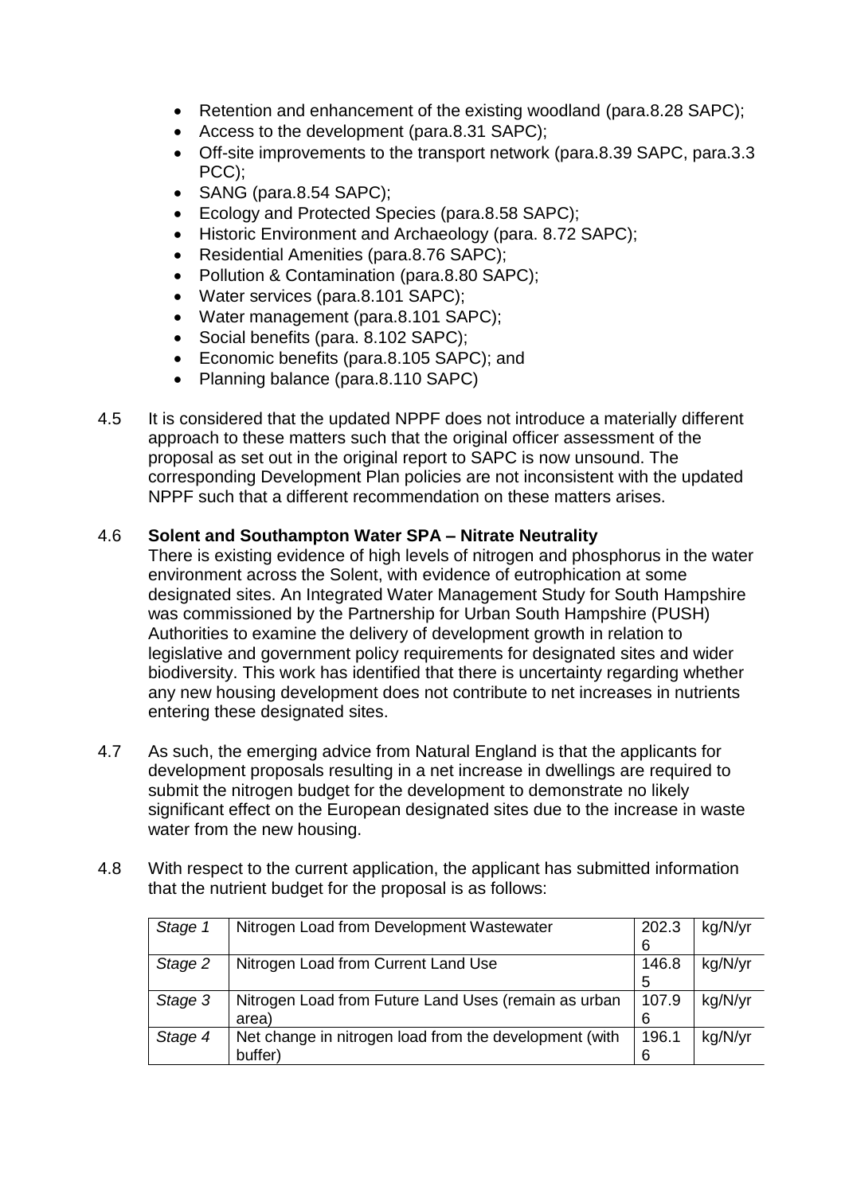- Retention and enhancement of the existing woodland (para.8.28 SAPC);
- Access to the development (para.8.31 SAPC);
- Off-site improvements to the transport network (para.8.39 SAPC, para.3.3 PCC);
- SANG (para.8.54 SAPC);
- Ecology and Protected Species (para.8.58 SAPC);
- Historic Environment and Archaeology (para. 8.72 SAPC);
- Residential Amenities (para.8.76 SAPC);
- Pollution & Contamination (para.8.80 SAPC);
- Water services (para.8.101 SAPC);
- Water management (para.8.101 SAPC);
- Social benefits (para. 8.102 SAPC);
- Economic benefits (para.8.105 SAPC); and
- Planning balance (para.8.110 SAPC)

4.5 It is considered that the updated NPPF does not introduce a materially different approach to these matters such that the original officer assessment of the proposal as set out in the original report to SAPC is now unsound. The corresponding Development Plan policies are not inconsistent with the updated NPPF such that a different recommendation on these matters arises.

4.6 **Solent and Southampton Water SPA – Nitrate Neutrality**

There is existing evidence of high levels of nitrogen and phosphorus in the water environment across the Solent, with evidence of eutrophication at some designated sites. An Integrated Water Management Study for South Hampshire was commissioned by the Partnership for Urban South Hampshire (PUSH) Authorities to examine the delivery of development growth in relation to legislative and government policy requirements for designated sites and wider biodiversity. This work has identified that there is uncertainty regarding whether any new housing development does not contribute to net increases in nutrients entering these designated sites.

4.7 As such, the emerging advice from Natural England is that the applicants for development proposals resulting in a net increase in dwellings are required to submit the nitrogen budget for the development to demonstrate no likely significant effect on the European designated sites due to the increase in waste water from the new housing.

4.8 With respect to the current application, the applicant has submitted information that the nutrient budget for the proposal is as follows:

| | | | |
|---|---|---|---|
| *Stage 1* | Nitrogen Load from Development Wastewater | 202.36 | kg/N/yr |
| *Stage 2* | Nitrogen Load from Current Land Use | 146.85 | kg/N/yr |
| *Stage 3* | Nitrogen Load from Future Land Uses (remain as urban area) | 107.96 | kg/N/yr |
| *Stage 4* | Net change in nitrogen load from the development (with buffer) | 196.16 | kg/N/yr |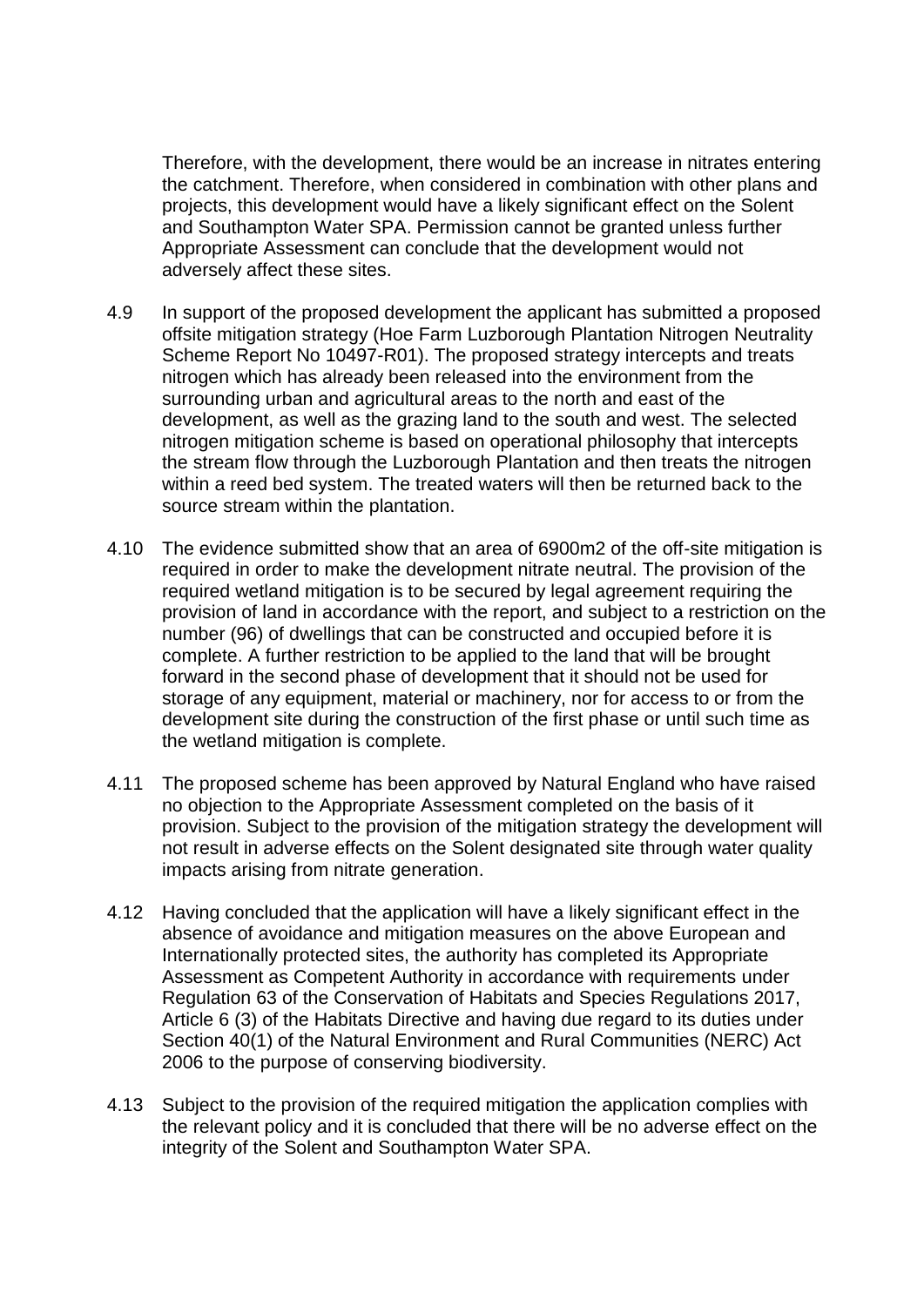Therefore, with the development, there would be an increase in nitrates entering the catchment. Therefore, when considered in combination with other plans and projects, this development would have a likely significant effect on the Solent and Southampton Water SPA. Permission cannot be granted unless further Appropriate Assessment can conclude that the development would not adversely affect these sites.

4.9 In support of the proposed development the applicant has submitted a proposed offsite mitigation strategy (Hoe Farm Luzborough Plantation Nitrogen Neutrality Scheme Report No 10497-R01). The proposed strategy intercepts and treats nitrogen which has already been released into the environment from the surrounding urban and agricultural areas to the north and east of the development, as well as the grazing land to the south and west. The selected nitrogen mitigation scheme is based on operational philosophy that intercepts the stream flow through the Luzborough Plantation and then treats the nitrogen within a reed bed system. The treated waters will then be returned back to the source stream within the plantation.

4.10 The evidence submitted show that an area of 6900m2 of the off-site mitigation is required in order to make the development nitrate neutral. The provision of the required wetland mitigation is to be secured by legal agreement requiring the provision of land in accordance with the report, and subject to a restriction on the number (96) of dwellings that can be constructed and occupied before it is complete. A further restriction to be applied to the land that will be brought forward in the second phase of development that it should not be used for storage of any equipment, material or machinery, nor for access to or from the development site during the construction of the first phase or until such time as the wetland mitigation is complete.

4.11 The proposed scheme has been approved by Natural England who have raised no objection to the Appropriate Assessment completed on the basis of it provision. Subject to the provision of the mitigation strategy the development will not result in adverse effects on the Solent designated site through water quality impacts arising from nitrate generation.

4.12 Having concluded that the application will have a likely significant effect in the absence of avoidance and mitigation measures on the above European and Internationally protected sites, the authority has completed its Appropriate Assessment as Competent Authority in accordance with requirements under Regulation 63 of the Conservation of Habitats and Species Regulations 2017, Article 6 (3) of the Habitats Directive and having due regard to its duties under Section 40(1) of the Natural Environment and Rural Communities (NERC) Act 2006 to the purpose of conserving biodiversity.

4.13 Subject to the provision of the required mitigation the application complies with the relevant policy and it is concluded that there will be no adverse effect on the integrity of the Solent and Southampton Water SPA.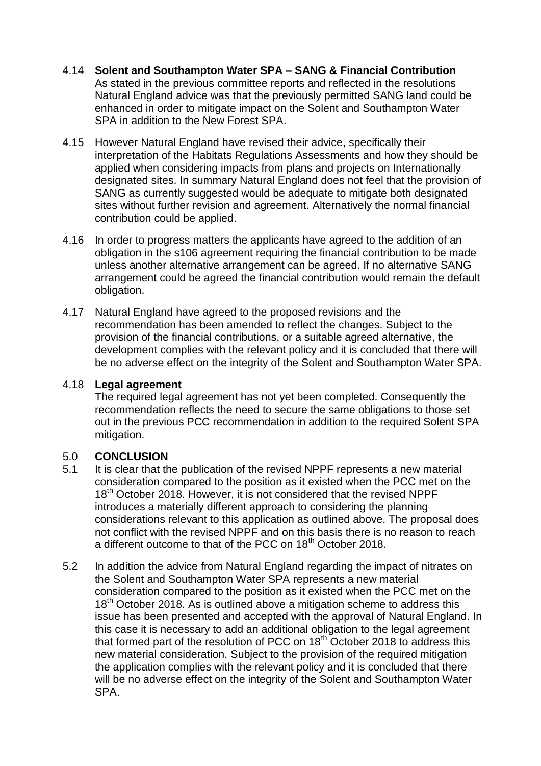4.14 **Solent and Southampton Water SPA – SANG & Financial Contribution**
As stated in the previous committee reports and reflected in the resolutions Natural England advice was that the previously permitted SANG land could be enhanced in order to mitigate impact on the Solent and Southampton Water SPA in addition to the New Forest SPA.

4.15 However Natural England have revised their advice, specifically their interpretation of the Habitats Regulations Assessments and how they should be applied when considering impacts from plans and projects on Internationally designated sites. In summary Natural England does not feel that the provision of SANG as currently suggested would be adequate to mitigate both designated sites without further revision and agreement. Alternatively the normal financial contribution could be applied.

4.16 In order to progress matters the applicants have agreed to the addition of an obligation in the s106 agreement requiring the financial contribution to be made unless another alternative arrangement can be agreed. If no alternative SANG arrangement could be agreed the financial contribution would remain the default obligation.

4.17 Natural England have agreed to the proposed revisions and the recommendation has been amended to reflect the changes. Subject to the provision of the financial contributions, or a suitable agreed alternative, the development complies with the relevant policy and it is concluded that there will be no adverse effect on the integrity of the Solent and Southampton Water SPA.

4.18 **Legal agreement**
The required legal agreement has not yet been completed. Consequently the recommendation reflects the need to secure the same obligations to those set out in the previous PCC recommendation in addition to the required Solent SPA mitigation.

## 5.0 CONCLUSION

5.1 It is clear that the publication of the revised NPPF represents a new material consideration compared to the position as it existed when the PCC met on the 18th October 2018. However, it is not considered that the revised NPPF introduces a materially different approach to considering the planning considerations relevant to this application as outlined above. The proposal does not conflict with the revised NPPF and on this basis there is no reason to reach a different outcome to that of the PCC on 18th October 2018.

5.2 In addition the advice from Natural England regarding the impact of nitrates on the Solent and Southampton Water SPA represents a new material consideration compared to the position as it existed when the PCC met on the 18th October 2018. As is outlined above a mitigation scheme to address this issue has been presented and accepted with the approval of Natural England. In this case it is necessary to add an additional obligation to the legal agreement that formed part of the resolution of PCC on 18th October 2018 to address this new material consideration. Subject to the provision of the required mitigation the application complies with the relevant policy and it is concluded that there will be no adverse effect on the integrity of the Solent and Southampton Water SPA.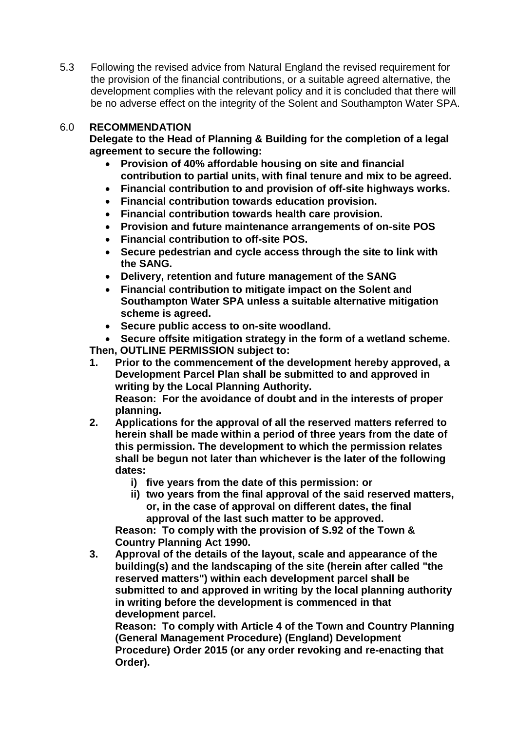5.3 Following the revised advice from Natural England the revised requirement for the provision of the financial contributions, or a suitable agreed alternative, the development complies with the relevant policy and it is concluded that there will be no adverse effect on the integrity of the Solent and Southampton Water SPA.

## 6.0 RECOMMENDATION

**Delegate to the Head of Planning & Building for the completion of a legal agreement to secure the following:**

- **Provision of 40% affordable housing on site and financial contribution to partial units, with final tenure and mix to be agreed.**
- **Financial contribution to and provision of off-site highways works.**
- **Financial contribution towards education provision.**
- **Financial contribution towards health care provision.**
- **Provision and future maintenance arrangements of on-site POS**
- **Financial contribution to off-site POS.**
- **Secure pedestrian and cycle access through the site to link with the SANG.**
- **Delivery, retention and future management of the SANG**
- **Financial contribution to mitigate impact on the Solent and Southampton Water SPA unless a suitable alternative mitigation scheme is agreed.**
- **Secure public access to on-site woodland.**
- **Secure offsite mitigation strategy in the form of a wetland scheme.**

**Then, OUTLINE PERMISSION subject to:**

1. **Prior to the commencement of the development hereby approved, a Development Parcel Plan shall be submitted to and approved in writing by the Local Planning Authority.**
   **Reason: For the avoidance of doubt and in the interests of proper planning.**
2. **Applications for the approval of all the reserved matters referred to herein shall be made within a period of three years from the date of this permission. The development to which the permission relates shall be begun not later than whichever is the later of the following dates:**
   i) **five years from the date of this permission: or**
   ii) **two years from the final approval of the said reserved matters, or, in the case of approval on different dates, the final approval of the last such matter to be approved.**

   **Reason: To comply with the provision of S.92 of the Town & Country Planning Act 1990.**
3. **Approval of the details of the layout, scale and appearance of the building(s) and the landscaping of the site (herein after called "the reserved matters") within each development parcel shall be submitted to and approved in writing by the local planning authority in writing before the development is commenced in that development parcel.**
   **Reason: To comply with Article 4 of the Town and Country Planning (General Management Procedure) (England) Development Procedure) Order 2015 (or any order revoking and re-enacting that Order).**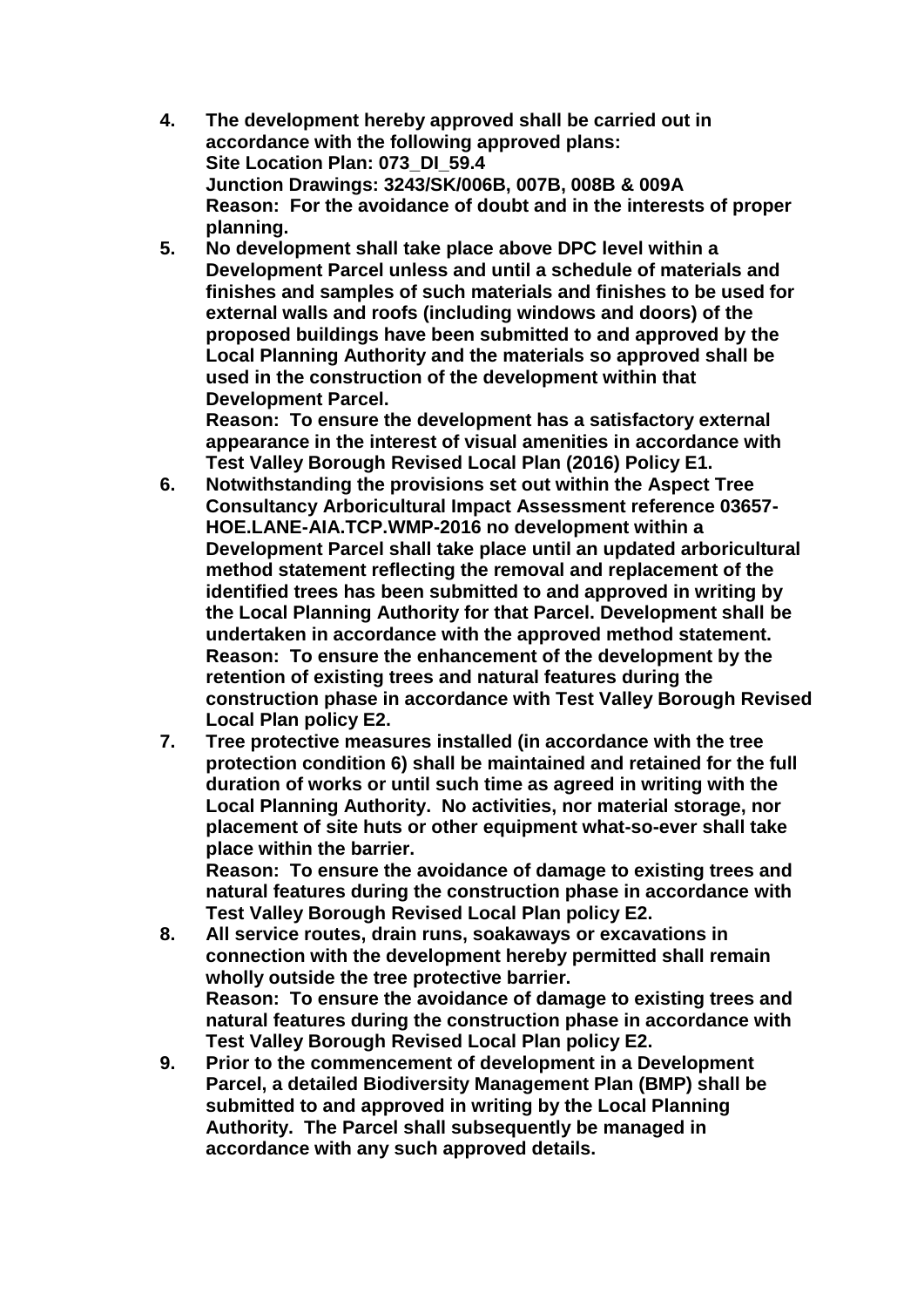4. **The development hereby approved shall be carried out in accordance with the following approved plans:**
   **Site Location Plan: 073_DI_59.4**
   **Junction Drawings: 3243/SK/006B, 007B, 008B & 009A**
   **Reason: For the avoidance of doubt and in the interests of proper planning.**
5. **No development shall take place above DPC level within a Development Parcel unless and until a schedule of materials and finishes and samples of such materials and finishes to be used for external walls and roofs (including windows and doors) of the proposed buildings have been submitted to and approved by the Local Planning Authority and the materials so approved shall be used in the construction of the development within that Development Parcel.**
   **Reason: To ensure the development has a satisfactory external appearance in the interest of visual amenities in accordance with Test Valley Borough Revised Local Plan (2016) Policy E1.**
6. **Notwithstanding the provisions set out within the Aspect Tree Consultancy Arboricultural Impact Assessment reference 03657-HOE.LANE-AIA.TCP.WMP-2016 no development within a Development Parcel shall take place until an updated arboricultural method statement reflecting the removal and replacement of the identified trees has been submitted to and approved in writing by the Local Planning Authority for that Parcel. Development shall be undertaken in accordance with the approved method statement.**
   **Reason: To ensure the enhancement of the development by the retention of existing trees and natural features during the construction phase in accordance with Test Valley Borough Revised Local Plan policy E2.**
7. **Tree protective measures installed (in accordance with the tree protection condition 6) shall be maintained and retained for the full duration of works or until such time as agreed in writing with the Local Planning Authority. No activities, nor material storage, nor placement of site huts or other equipment what-so-ever shall take place within the barrier.**
   **Reason: To ensure the avoidance of damage to existing trees and natural features during the construction phase in accordance with Test Valley Borough Revised Local Plan policy E2.**
8. **All service routes, drain runs, soakaways or excavations in connection with the development hereby permitted shall remain wholly outside the tree protective barrier.**
   **Reason: To ensure the avoidance of damage to existing trees and natural features during the construction phase in accordance with Test Valley Borough Revised Local Plan policy E2.**
9. **Prior to the commencement of development in a Development Parcel, a detailed Biodiversity Management Plan (BMP) shall be submitted to and approved in writing by the Local Planning Authority. The Parcel shall subsequently be managed in accordance with any such approved details.**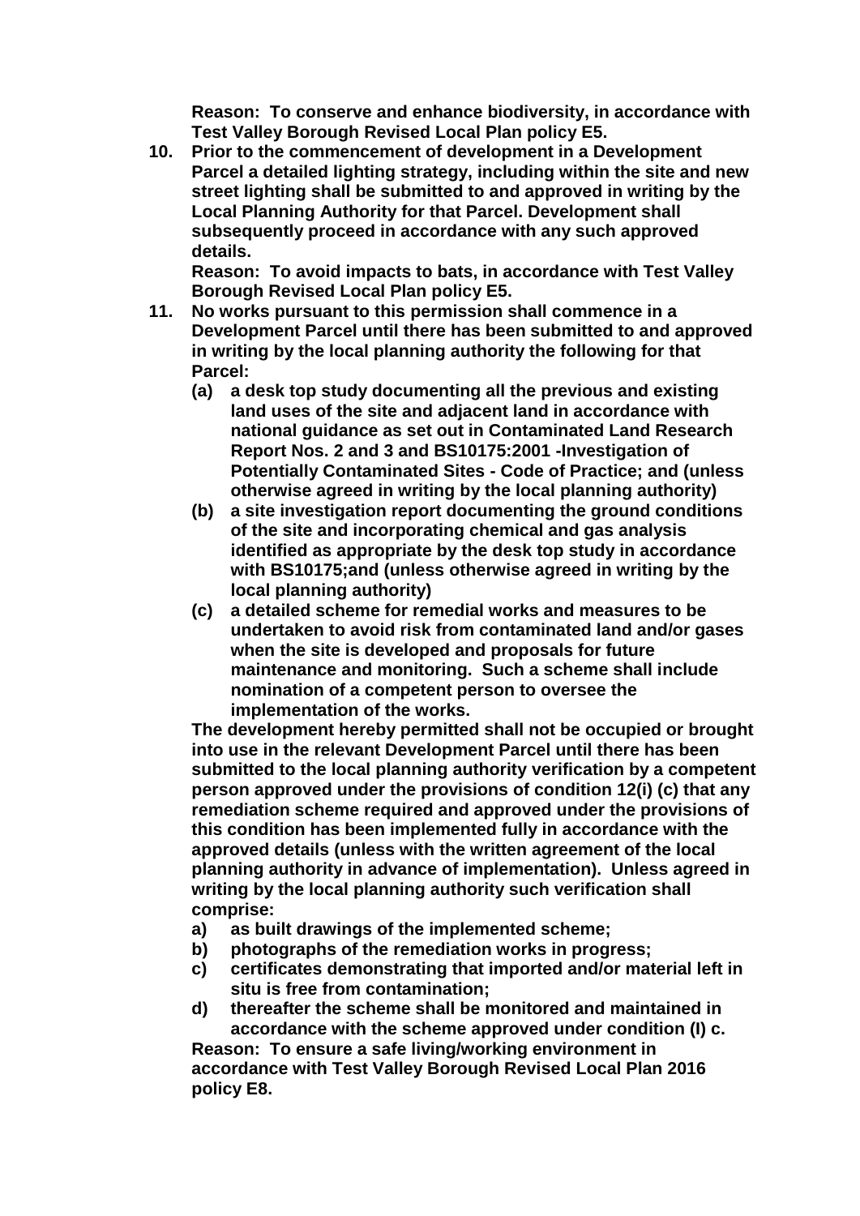**Reason: To conserve and enhance biodiversity, in accordance with Test Valley Borough Revised Local Plan policy E5.**

10. **Prior to the commencement of development in a Development Parcel a detailed lighting strategy, including within the site and new street lighting shall be submitted to and approved in writing by the Local Planning Authority for that Parcel. Development shall subsequently proceed in accordance with any such approved details.**
    **Reason: To avoid impacts to bats, in accordance with Test Valley Borough Revised Local Plan policy E5.**
11. **No works pursuant to this permission shall commence in a Development Parcel until there has been submitted to and approved in writing by the local planning authority the following for that Parcel:**
    - **(a) a desk top study documenting all the previous and existing land uses of the site and adjacent land in accordance with national guidance as set out in Contaminated Land Research Report Nos. 2 and 3 and BS10175:2001 -Investigation of Potentially Contaminated Sites - Code of Practice; and (unless otherwise agreed in writing by the local planning authority)**
    - **(b) a site investigation report documenting the ground conditions of the site and incorporating chemical and gas analysis identified as appropriate by the desk top study in accordance with BS10175;and (unless otherwise agreed in writing by the local planning authority)**
    - **(c) a detailed scheme for remedial works and measures to be undertaken to avoid risk from contaminated land and/or gases when the site is developed and proposals for future maintenance and monitoring. Such a scheme shall include nomination of a competent person to oversee the implementation of the works.**

    **The development hereby permitted shall not be occupied or brought into use in the relevant Development Parcel until there has been submitted to the local planning authority verification by a competent person approved under the provisions of condition 12(i) (c) that any remediation scheme required and approved under the provisions of this condition has been implemented fully in accordance with the approved details (unless with the written agreement of the local planning authority in advance of implementation). Unless agreed in writing by the local planning authority such verification shall comprise:**
    - **a) as built drawings of the implemented scheme;**
    - **b) photographs of the remediation works in progress;**
    - **c) certificates demonstrating that imported and/or material left in situ is free from contamination;**
    - **d) thereafter the scheme shall be monitored and maintained in accordance with the scheme approved under condition (I) c.**

    **Reason: To ensure a safe living/working environment in accordance with Test Valley Borough Revised Local Plan 2016 policy E8.**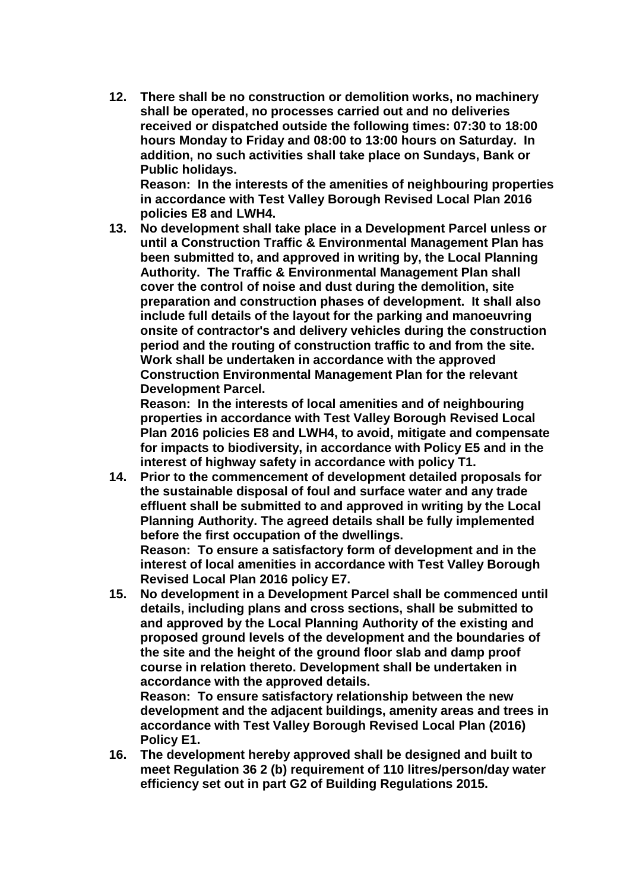**12. There shall be no construction or demolition works, no machinery shall be operated, no processes carried out and no deliveries received or dispatched outside the following times: 07:30 to 18:00 hours Monday to Friday and 08:00 to 13:00 hours on Saturday. In addition, no such activities shall take place on Sundays, Bank or Public holidays.**
**Reason: In the interests of the amenities of neighbouring properties in accordance with Test Valley Borough Revised Local Plan 2016 policies E8 and LWH4.**

**13. No development shall take place in a Development Parcel unless or until a Construction Traffic & Environmental Management Plan has been submitted to, and approved in writing by, the Local Planning Authority. The Traffic & Environmental Management Plan shall cover the control of noise and dust during the demolition, site preparation and construction phases of development. It shall also include full details of the layout for the parking and manoeuvring onsite of contractor's and delivery vehicles during the construction period and the routing of construction traffic to and from the site. Work shall be undertaken in accordance with the approved Construction Environmental Management Plan for the relevant Development Parcel.**
**Reason: In the interests of local amenities and of neighbouring properties in accordance with Test Valley Borough Revised Local Plan 2016 policies E8 and LWH4, to avoid, mitigate and compensate for impacts to biodiversity, in accordance with Policy E5 and in the interest of highway safety in accordance with policy T1.**

**14. Prior to the commencement of development detailed proposals for the sustainable disposal of foul and surface water and any trade effluent shall be submitted to and approved in writing by the Local Planning Authority. The agreed details shall be fully implemented before the first occupation of the dwellings.**
**Reason: To ensure a satisfactory form of development and in the interest of local amenities in accordance with Test Valley Borough Revised Local Plan 2016 policy E7.**

**15. No development in a Development Parcel shall be commenced until details, including plans and cross sections, shall be submitted to and approved by the Local Planning Authority of the existing and proposed ground levels of the development and the boundaries of the site and the height of the ground floor slab and damp proof course in relation thereto. Development shall be undertaken in accordance with the approved details.**
**Reason: To ensure satisfactory relationship between the new development and the adjacent buildings, amenity areas and trees in accordance with Test Valley Borough Revised Local Plan (2016) Policy E1.**

**16. The development hereby approved shall be designed and built to meet Regulation 36 2 (b) requirement of 110 litres/person/day water efficiency set out in part G2 of Building Regulations 2015.**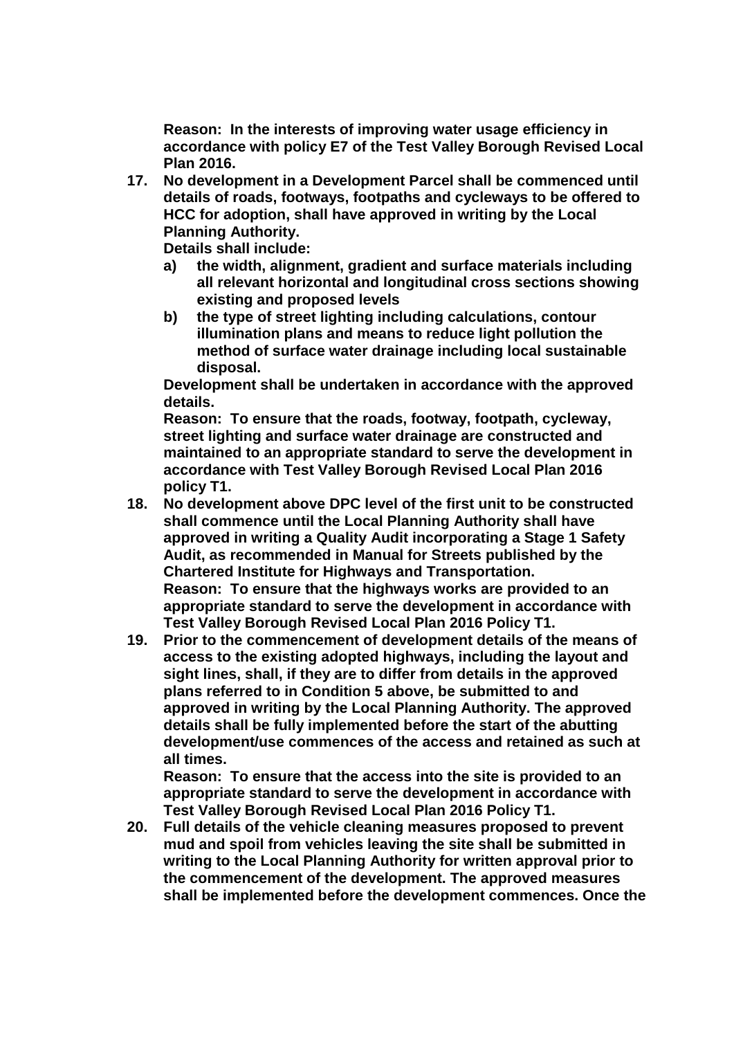**Reason: In the interests of improving water usage efficiency in accordance with policy E7 of the Test Valley Borough Revised Local Plan 2016.**

17. **No development in a Development Parcel shall be commenced until details of roads, footways, footpaths and cycleways to be offered to HCC for adoption, shall have approved in writing by the Local Planning Authority.**

    **Details shall include:**

    a) **the width, alignment, gradient and surface materials including all relevant horizontal and longitudinal cross sections showing existing and proposed levels**

    b) **the type of street lighting including calculations, contour illumination plans and means to reduce light pollution the method of surface water drainage including local sustainable disposal.**

    **Development shall be undertaken in accordance with the approved details.**

    **Reason: To ensure that the roads, footway, footpath, cycleway, street lighting and surface water drainage are constructed and maintained to an appropriate standard to serve the development in accordance with Test Valley Borough Revised Local Plan 2016 policy T1.**

18. **No development above DPC level of the first unit to be constructed shall commence until the Local Planning Authority shall have approved in writing a Quality Audit incorporating a Stage 1 Safety Audit, as recommended in Manual for Streets published by the Chartered Institute for Highways and Transportation.**

    **Reason: To ensure that the highways works are provided to an appropriate standard to serve the development in accordance with Test Valley Borough Revised Local Plan 2016 Policy T1.**

19. **Prior to the commencement of development details of the means of access to the existing adopted highways, including the layout and sight lines, shall, if they are to differ from details in the approved plans referred to in Condition 5 above, be submitted to and approved in writing by the Local Planning Authority. The approved details shall be fully implemented before the start of the abutting development/use commences of the access and retained as such at all times.**

    **Reason: To ensure that the access into the site is provided to an appropriate standard to serve the development in accordance with Test Valley Borough Revised Local Plan 2016 Policy T1.**

20. **Full details of the vehicle cleaning measures proposed to prevent mud and spoil from vehicles leaving the site shall be submitted in writing to the Local Planning Authority for written approval prior to the commencement of the development. The approved measures shall be implemented before the development commences. Once the**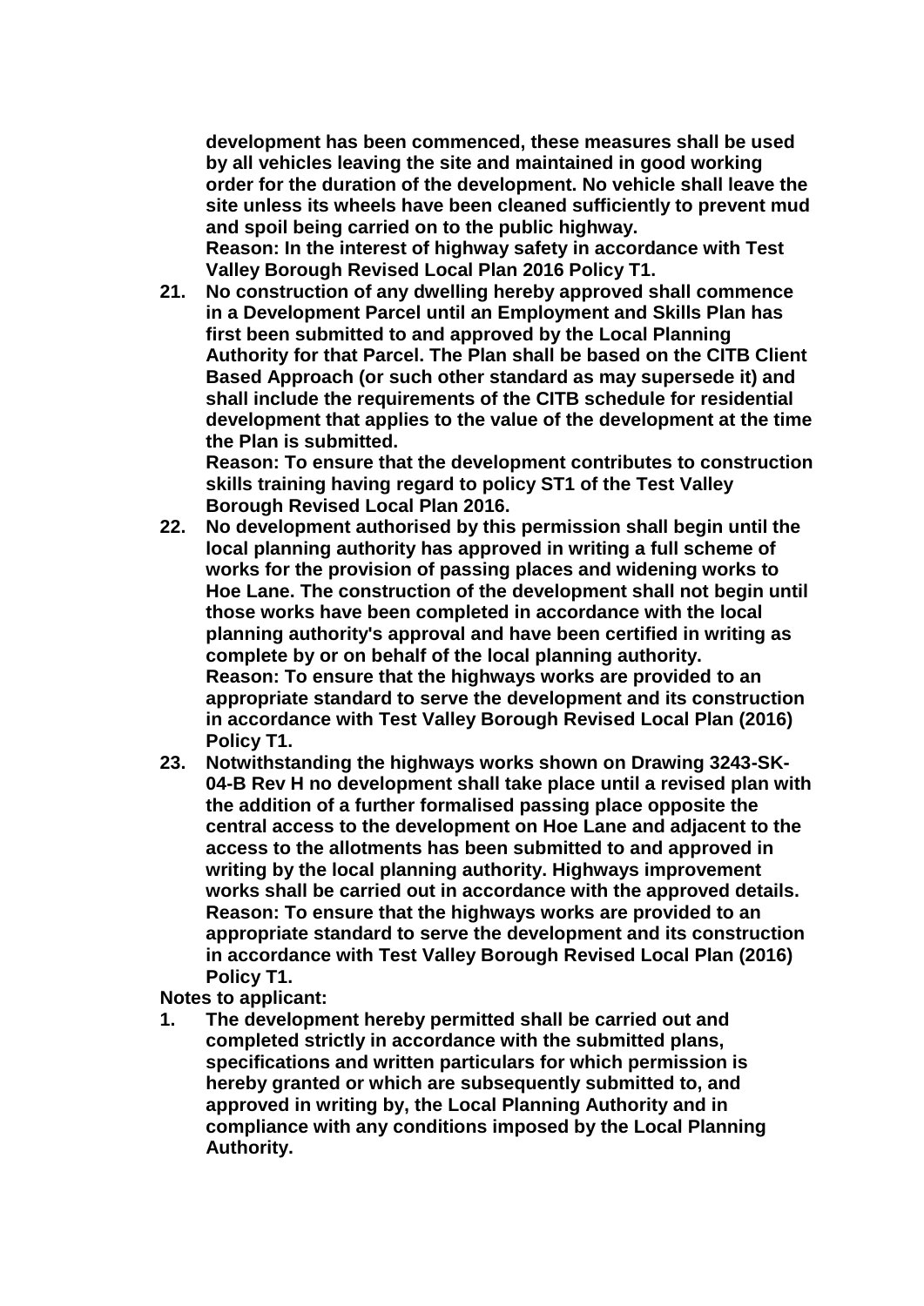**development has been commenced, these measures shall be used by all vehicles leaving the site and maintained in good working order for the duration of the development. No vehicle shall leave the site unless its wheels have been cleaned sufficiently to prevent mud and spoil being carried on to the public highway.**
**Reason: In the interest of highway safety in accordance with Test Valley Borough Revised Local Plan 2016 Policy T1.**

21. **No construction of any dwelling hereby approved shall commence in a Development Parcel until an Employment and Skills Plan has first been submitted to and approved by the Local Planning Authority for that Parcel. The Plan shall be based on the CITB Client Based Approach (or such other standard as may supersede it) and shall include the requirements of the CITB schedule for residential development that applies to the value of the development at the time the Plan is submitted.**
**Reason: To ensure that the development contributes to construction skills training having regard to policy ST1 of the Test Valley Borough Revised Local Plan 2016.**
22. **No development authorised by this permission shall begin until the local planning authority has approved in writing a full scheme of works for the provision of passing places and widening works to Hoe Lane. The construction of the development shall not begin until those works have been completed in accordance with the local planning authority's approval and have been certified in writing as complete by or on behalf of the local planning authority.**
**Reason: To ensure that the highways works are provided to an appropriate standard to serve the development and its construction in accordance with Test Valley Borough Revised Local Plan (2016) Policy T1.**
23. **Notwithstanding the highways works shown on Drawing 3243-SK-04-B Rev H no development shall take place until a revised plan with the addition of a further formalised passing place opposite the central access to the development on Hoe Lane and adjacent to the access to the allotments has been submitted to and approved in writing by the local planning authority. Highways improvement works shall be carried out in accordance with the approved details.**
**Reason: To ensure that the highways works are provided to an appropriate standard to serve the development and its construction in accordance with Test Valley Borough Revised Local Plan (2016) Policy T1.**

**Notes to applicant:**

1. **The development hereby permitted shall be carried out and completed strictly in accordance with the submitted plans, specifications and written particulars for which permission is hereby granted or which are subsequently submitted to, and approved in writing by, the Local Planning Authority and in compliance with any conditions imposed by the Local Planning Authority.**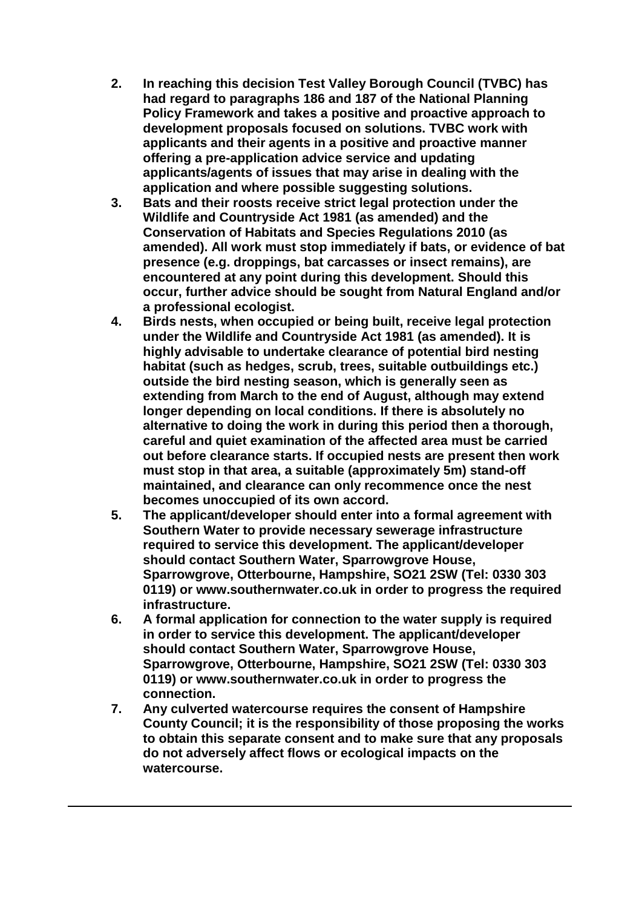2. **In reaching this decision Test Valley Borough Council (TVBC) has had regard to paragraphs 186 and 187 of the National Planning Policy Framework and takes a positive and proactive approach to development proposals focused on solutions. TVBC work with applicants and their agents in a positive and proactive manner offering a pre-application advice service and updating applicants/agents of issues that may arise in dealing with the application and where possible suggesting solutions.**
3. **Bats and their roosts receive strict legal protection under the Wildlife and Countryside Act 1981 (as amended) and the Conservation of Habitats and Species Regulations 2010 (as amended). All work must stop immediately if bats, or evidence of bat presence (e.g. droppings, bat carcasses or insect remains), are encountered at any point during this development. Should this occur, further advice should be sought from Natural England and/or a professional ecologist.**
4. **Birds nests, when occupied or being built, receive legal protection under the Wildlife and Countryside Act 1981 (as amended). It is highly advisable to undertake clearance of potential bird nesting habitat (such as hedges, scrub, trees, suitable outbuildings etc.) outside the bird nesting season, which is generally seen as extending from March to the end of August, although may extend longer depending on local conditions. If there is absolutely no alternative to doing the work in during this period then a thorough, careful and quiet examination of the affected area must be carried out before clearance starts. If occupied nests are present then work must stop in that area, a suitable (approximately 5m) stand-off maintained, and clearance can only recommence once the nest becomes unoccupied of its own accord.**
5. **The applicant/developer should enter into a formal agreement with Southern Water to provide necessary sewerage infrastructure required to service this development. The applicant/developer should contact Southern Water, Sparrowgrove House, Sparrowgrove, Otterbourne, Hampshire, SO21 2SW (Tel: 0330 303 0119) or www.southernwater.co.uk in order to progress the required infrastructure.**
6. **A formal application for connection to the water supply is required in order to service this development. The applicant/developer should contact Southern Water, Sparrowgrove House, Sparrowgrove, Otterbourne, Hampshire, SO21 2SW (Tel: 0330 303 0119) or www.southernwater.co.uk in order to progress the connection.**
7. **Any culverted watercourse requires the consent of Hampshire County Council; it is the responsibility of those proposing the works to obtain this separate consent and to make sure that any proposals do not adversely affect flows or ecological impacts on the watercourse.**

---